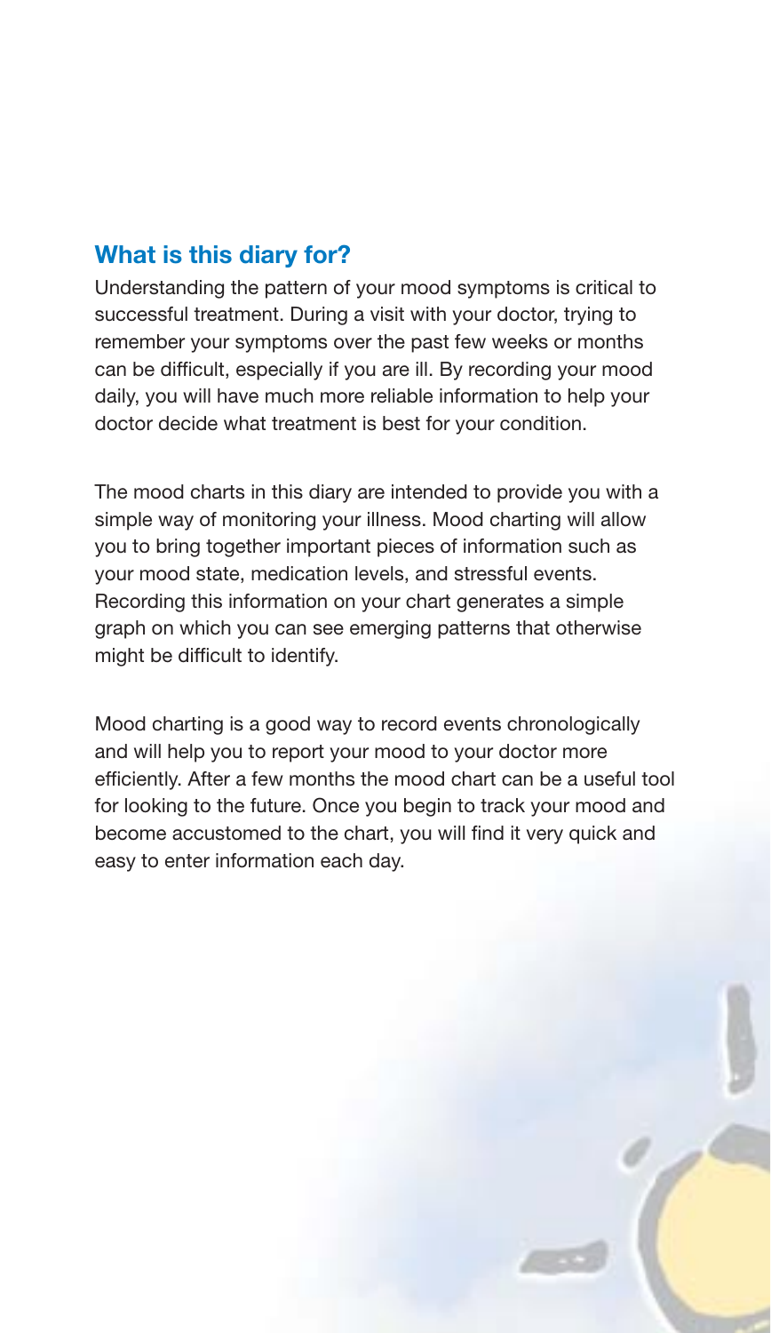## What is this diary for?

Understanding the pattern of your mood symptoms is critical to successful treatment. During a visit with your doctor, trying to remember your symptoms over the past few weeks or months can be difficult, especially if you are ill. By recording your mood daily, you will have much more reliable information to help your doctor decide what treatment is best for your condition.

The mood charts in this diary are intended to provide you with a simple way of monitoring your illness. Mood charting will allow you to bring together important pieces of information such as your mood state, medication levels, and stressful events. Recording this information on your chart generates a simple graph on which you can see emerging patterns that otherwise might be difficult to identify.

Mood charting is a good way to record events chronologically and will help you to report your mood to your doctor more efficiently. After a few months the mood chart can be a useful tool for looking to the future. Once you begin to track your mood and become accustomed to the chart, you will find it very quick and easy to enter information each day.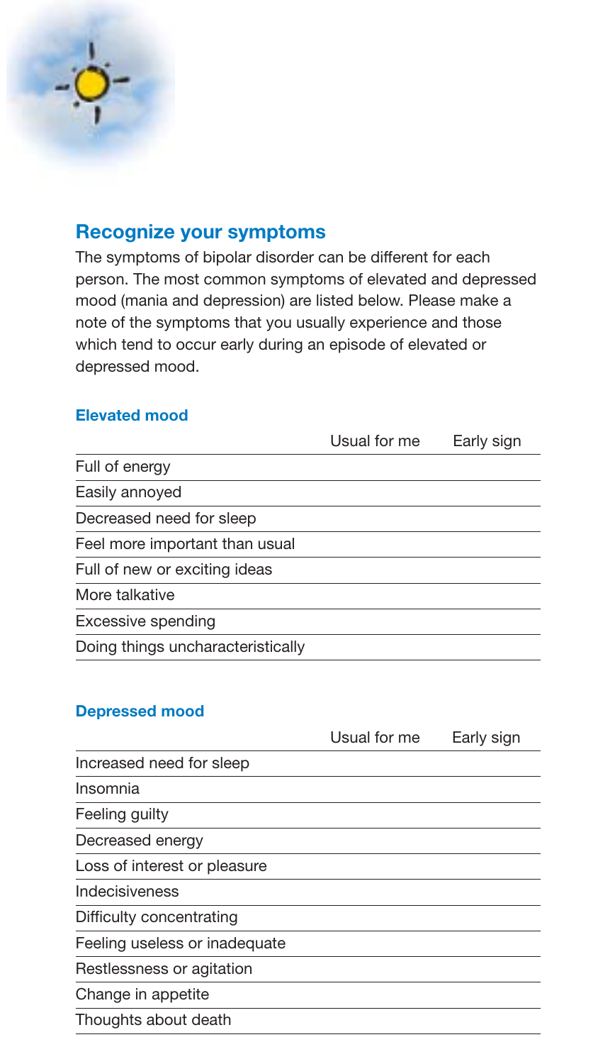## Recognize your symptoms

The symptoms of bipolar disorder can be different for each person. The most common symptoms of elevated and depressed mood (mania and depression) are listed below. Please make a note of the symptoms that you usually experience and those which tend to occur early during an episode of elevated or depressed mood.

### Elevated mood

| | Usual for me | Early sign |
|---|---|---|
| Full of energy | | |
| Easily annoyed | | |
| Decreased need for sleep | | |
| Feel more important than usual | | |
| Full of new or exciting ideas | | |
| More talkative | | |
| Excessive spending | | |
| Doing things uncharacteristically | | |

### Depressed mood

| | Usual for me | Early sign |
|---|---|---|
| Increased need for sleep | | |
| Insomnia | | |
| Feeling guilty | | |
| Decreased energy | | |
| Loss of interest or pleasure | | |
| Indecisiveness | | |
| Difficulty concentrating | | |
| Feeling useless or inadequate | | |
| Restlessness or agitation | | |
| Change in appetite | | |
| Thoughts about death | | |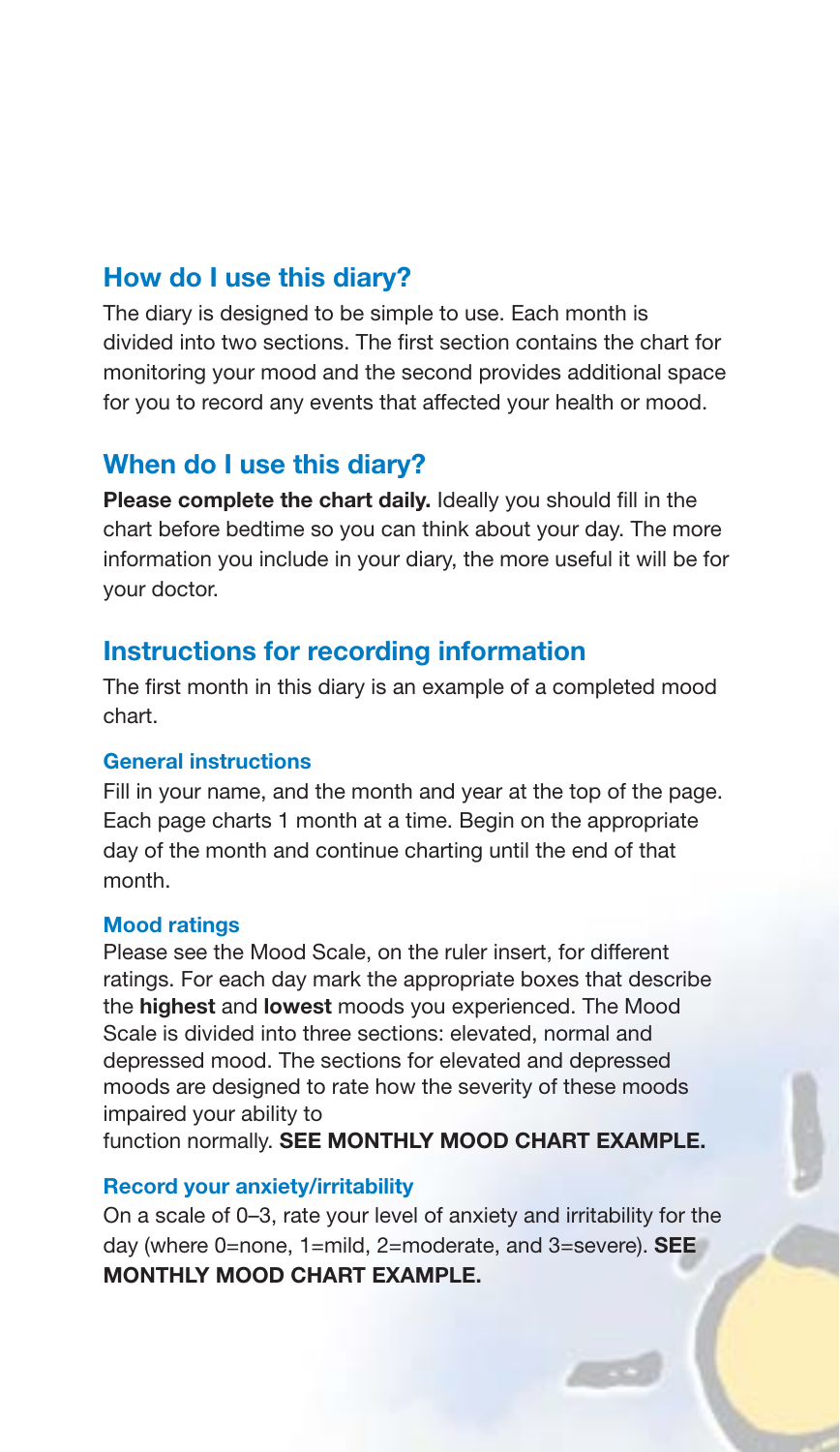## How do I use this diary?

The diary is designed to be simple to use. Each month is divided into two sections. The first section contains the chart for monitoring your mood and the second provides additional space for you to record any events that affected your health or mood.

## When do I use this diary?

**Please complete the chart daily.** Ideally you should fill in the chart before bedtime so you can think about your day. The more information you include in your diary, the more useful it will be for your doctor.

## Instructions for recording information

The first month in this diary is an example of a completed mood chart.

### General instructions

Fill in your name, and the month and year at the top of the page. Each page charts 1 month at a time. Begin on the appropriate day of the month and continue charting until the end of that month.

### Mood ratings

Please see the Mood Scale, on the ruler insert, for different ratings. For each day mark the appropriate boxes that describe the **highest** and **lowest** moods you experienced. The Mood Scale is divided into three sections: elevated, normal and depressed mood. The sections for elevated and depressed moods are designed to rate how the severity of these moods impaired your ability to function normally. **SEE MONTHLY MOOD CHART EXAMPLE.**

### Record your anxiety/irritability

On a scale of 0–3, rate your level of anxiety and irritability for the day (where 0=none, 1=mild, 2=moderate, and 3=severe). **SEE MONTHLY MOOD CHART EXAMPLE.**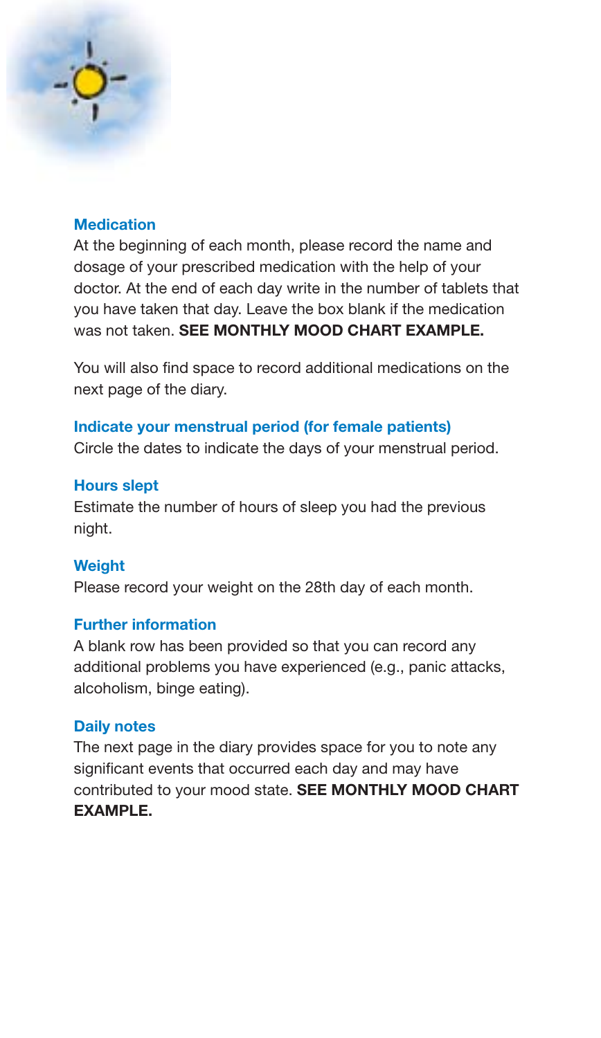### Medication

At the beginning of each month, please record the name and dosage of your prescribed medication with the help of your doctor. At the end of each day write in the number of tablets that you have taken that day. Leave the box blank if the medication was not taken. **SEE MONTHLY MOOD CHART EXAMPLE.**

You will also find space to record additional medications on the next page of the diary.

### Indicate your menstrual period (for female patients)

Circle the dates to indicate the days of your menstrual period.

### Hours slept

Estimate the number of hours of sleep you had the previous night.

### Weight

Please record your weight on the 28th day of each month.

### Further information

A blank row has been provided so that you can record any additional problems you have experienced (e.g., panic attacks, alcoholism, binge eating).

### Daily notes

The next page in the diary provides space for you to note any significant events that occurred each day and may have contributed to your mood state. **SEE MONTHLY MOOD CHART EXAMPLE.**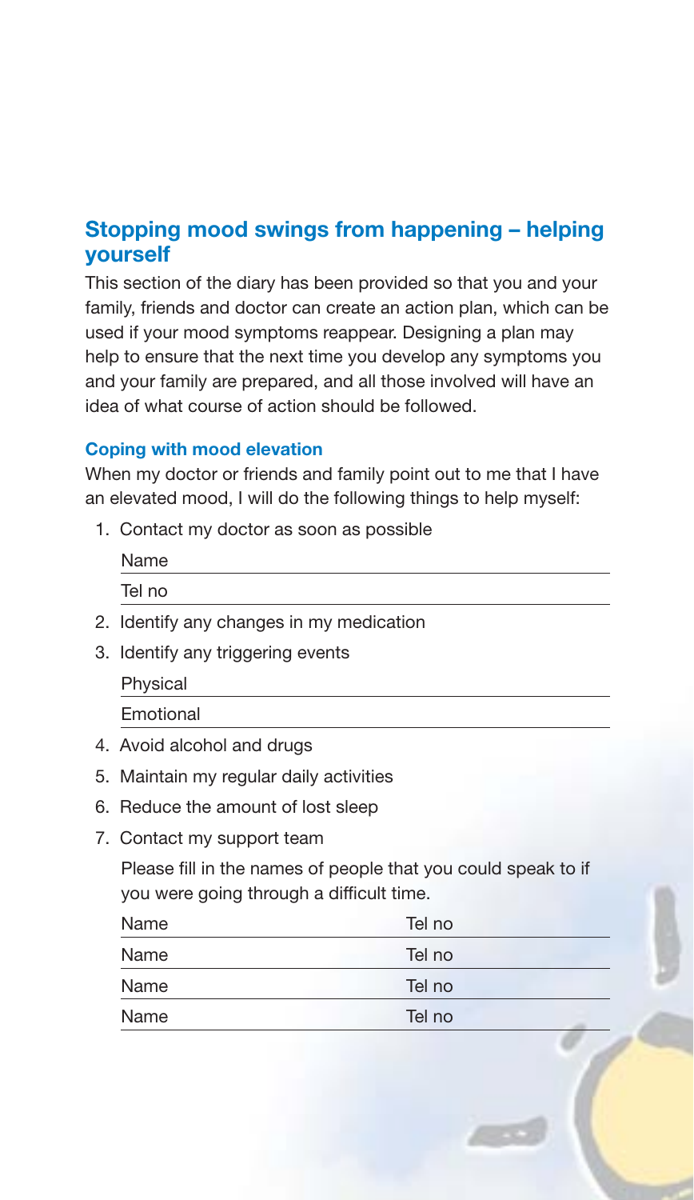## Stopping mood swings from happening – helping yourself

This section of the diary has been provided so that you and your family, friends and doctor can create an action plan, which can be used if your mood symptoms reappear. Designing a plan may help to ensure that the next time you develop any symptoms you and your family are prepared, and all those involved will have an idea of what course of action should be followed.

### Coping with mood elevation

When my doctor or friends and family point out to me that I have an elevated mood, I will do the following things to help myself:

1. Contact my doctor as soon as possible

   Name \_\_\_\_\_\_\_\_\_\_\_\_\_\_\_\_\_\_\_\_\_\_\_\_\_\_\_\_\_\_

   Tel no \_\_\_\_\_\_\_\_\_\_\_\_\_\_\_\_\_\_\_\_\_\_\_\_\_\_\_\_\_\_

2. Identify any changes in my medication
3. Identify any triggering events

   Physical \_\_\_\_\_\_\_\_\_\_\_\_\_\_\_\_\_\_\_\_\_\_\_\_\_\_\_\_\_\_

   Emotional \_\_\_\_\_\_\_\_\_\_\_\_\_\_\_\_\_\_\_\_\_\_\_\_\_\_\_\_\_\_

4. Avoid alcohol and drugs
5. Maintain my regular daily activities
6. Reduce the amount of lost sleep
7. Contact my support team

   Please fill in the names of people that you could speak to if you were going through a difficult time.

   | Name | Tel no |
   |---|---|
   | Name | Tel no |
   | Name | Tel no |
   | Name | Tel no |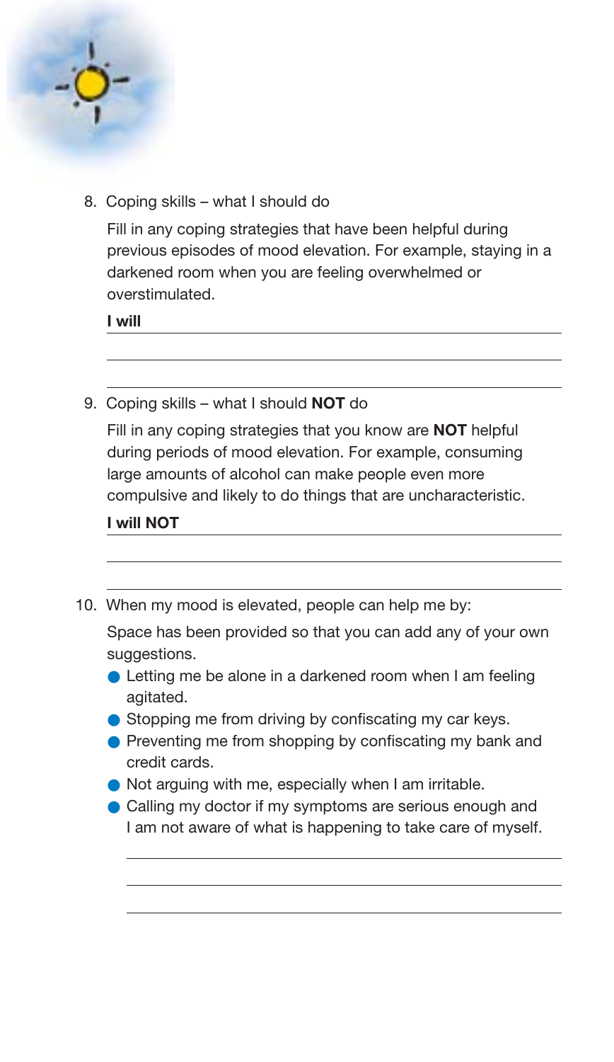8. Coping skills – what I should do

   Fill in any coping strategies that have been helpful during previous episodes of mood elevation. For example, staying in a darkened room when you are feeling overwhelmed or overstimulated.

   **I will** \_\_\_\_\_\_\_\_\_\_\_\_\_\_\_\_\_\_\_\_\_\_\_\_\_\_\_\_\_\_\_\_\_\_\_\_\_\_\_\_

   \_\_\_\_\_\_\_\_\_\_\_\_\_\_\_\_\_\_\_\_\_\_\_\_\_\_\_\_\_\_\_\_\_\_\_\_\_\_\_\_\_\_\_\_\_\_

   \_\_\_\_\_\_\_\_\_\_\_\_\_\_\_\_\_\_\_\_\_\_\_\_\_\_\_\_\_\_\_\_\_\_\_\_\_\_\_\_\_\_\_\_\_\_

9. Coping skills – what I should **NOT** do

   Fill in any coping strategies that you know are **NOT** helpful during periods of mood elevation. For example, consuming large amounts of alcohol can make people even more compulsive and likely to do things that are uncharacteristic.

   **I will NOT** \_\_\_\_\_\_\_\_\_\_\_\_\_\_\_\_\_\_\_\_\_\_\_\_\_\_\_\_\_\_\_\_\_\_\_\_\_\_

   \_\_\_\_\_\_\_\_\_\_\_\_\_\_\_\_\_\_\_\_\_\_\_\_\_\_\_\_\_\_\_\_\_\_\_\_\_\_\_\_\_\_\_\_\_\_

   \_\_\_\_\_\_\_\_\_\_\_\_\_\_\_\_\_\_\_\_\_\_\_\_\_\_\_\_\_\_\_\_\_\_\_\_\_\_\_\_\_\_\_\_\_\_

10. When my mood is elevated, people can help me by:

    Space has been provided so that you can add any of your own suggestions.

    - Letting me be alone in a darkened room when I am feeling agitated.
    - Stopping me from driving by confiscating my car keys.
    - Preventing me from shopping by confiscating my bank and credit cards.
    - Not arguing with me, especially when I am irritable.
    - Calling my doctor if my symptoms are serious enough and I am not aware of what is happening to take care of myself.

    \_\_\_\_\_\_\_\_\_\_\_\_\_\_\_\_\_\_\_\_\_\_\_\_\_\_\_\_\_\_\_\_\_\_\_\_\_\_\_\_\_\_\_\_\_\_

    \_\_\_\_\_\_\_\_\_\_\_\_\_\_\_\_\_\_\_\_\_\_\_\_\_\_\_\_\_\_\_\_\_\_\_\_\_\_\_\_\_\_\_\_\_\_

    \_\_\_\_\_\_\_\_\_\_\_\_\_\_\_\_\_\_\_\_\_\_\_\_\_\_\_\_\_\_\_\_\_\_\_\_\_\_\_\_\_\_\_\_\_\_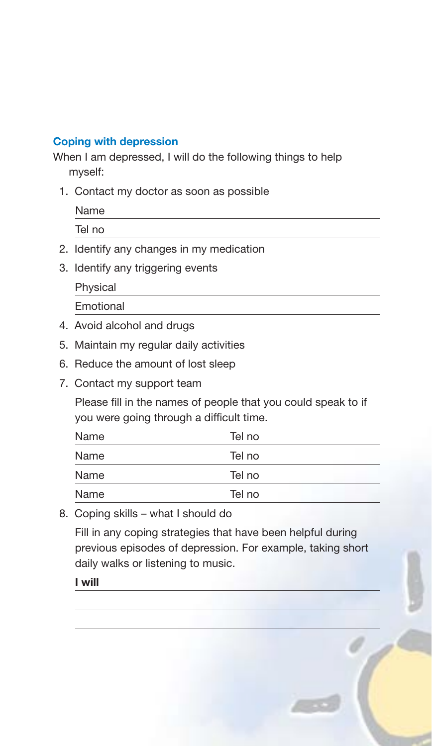## Coping with depression

When I am depressed, I will do the following things to help myself:

1. Contact my doctor as soon as possible

   Name \_\_\_\_\_\_\_\_\_\_\_\_\_\_\_\_\_\_\_\_\_\_\_\_

   Tel no \_\_\_\_\_\_\_\_\_\_\_\_\_\_\_\_\_\_\_\_\_\_\_\_

2. Identify any changes in my medication

3. Identify any triggering events

   Physical \_\_\_\_\_\_\_\_\_\_\_\_\_\_\_\_\_\_\_\_\_\_\_\_

   Emotional \_\_\_\_\_\_\_\_\_\_\_\_\_\_\_\_\_\_\_\_\_\_\_\_

4. Avoid alcohol and drugs

5. Maintain my regular daily activities

6. Reduce the amount of lost sleep

7. Contact my support team

   Please fill in the names of people that you could speak to if you were going through a difficult time.

   | Name | Tel no |
   | --- | --- |
   | Name | Tel no |
   | Name | Tel no |
   | Name | Tel no |

8. Coping skills – what I should do

   Fill in any coping strategies that have been helpful during previous episodes of depression. For example, taking short daily walks or listening to music.

   **I will** \_\_\_\_\_\_\_\_\_\_\_\_\_\_\_\_\_\_\_\_\_\_\_\_

   \_\_\_\_\_\_\_\_\_\_\_\_\_\_\_\_\_\_\_\_\_\_\_\_

   \_\_\_\_\_\_\_\_\_\_\_\_\_\_\_\_\_\_\_\_\_\_\_\_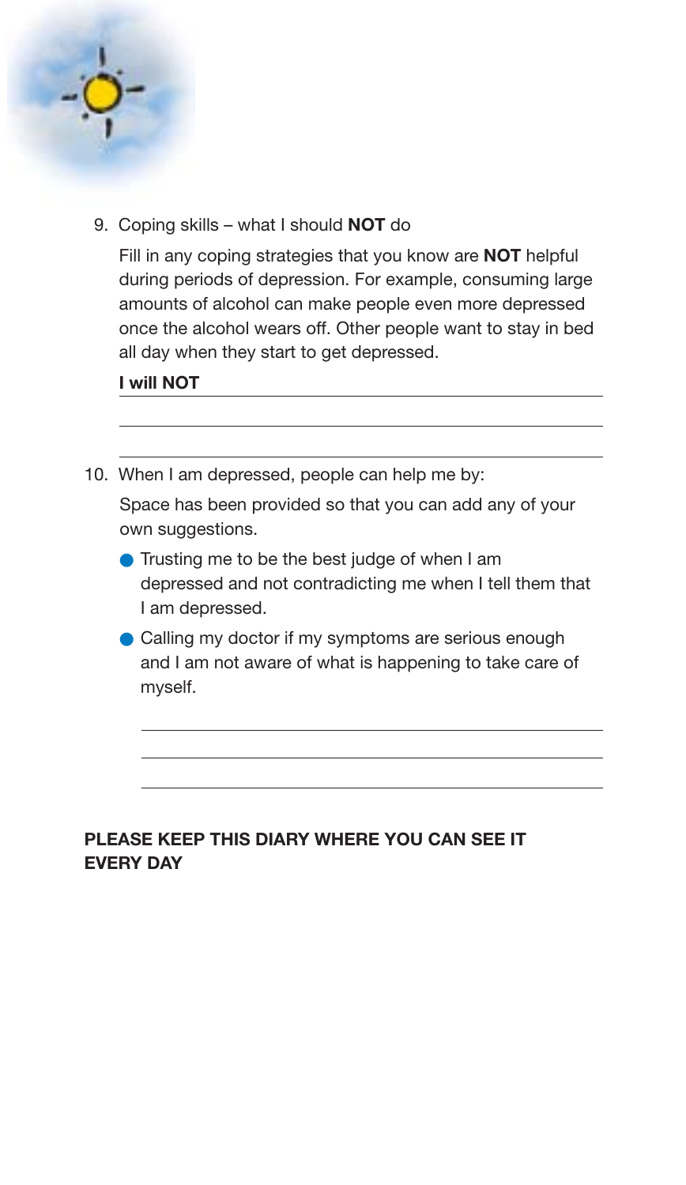9. Coping skills – what I should **NOT** do

   Fill in any coping strategies that you know are **NOT** helpful during periods of depression. For example, consuming large amounts of alcohol can make people even more depressed once the alcohol wears off. Other people want to stay in bed all day when they start to get depressed.

   **I will NOT** \_\_\_\_\_\_\_\_\_\_\_\_\_\_\_\_\_\_\_\_\_\_\_\_\_\_\_\_\_\_

   \_\_\_\_\_\_\_\_\_\_\_\_\_\_\_\_\_\_\_\_\_\_\_\_\_\_\_\_\_\_\_\_\_\_\_\_\_\_\_\_

   \_\_\_\_\_\_\_\_\_\_\_\_\_\_\_\_\_\_\_\_\_\_\_\_\_\_\_\_\_\_\_\_\_\_\_\_\_\_\_\_

10. When I am depressed, people can help me by:

    Space has been provided so that you can add any of your own suggestions.

    - Trusting me to be the best judge of when I am depressed and not contradicting me when I tell them that I am depressed.
    - Calling my doctor if my symptoms are serious enough and I am not aware of what is happening to take care of myself.

    \_\_\_\_\_\_\_\_\_\_\_\_\_\_\_\_\_\_\_\_\_\_\_\_\_\_\_\_\_\_\_\_\_\_\_\_\_\_\_\_

    \_\_\_\_\_\_\_\_\_\_\_\_\_\_\_\_\_\_\_\_\_\_\_\_\_\_\_\_\_\_\_\_\_\_\_\_\_\_\_\_

    \_\_\_\_\_\_\_\_\_\_\_\_\_\_\_\_\_\_\_\_\_\_\_\_\_\_\_\_\_\_\_\_\_\_\_\_\_\_\_\_

**PLEASE KEEP THIS DIARY WHERE YOU CAN SEE IT EVERY DAY**